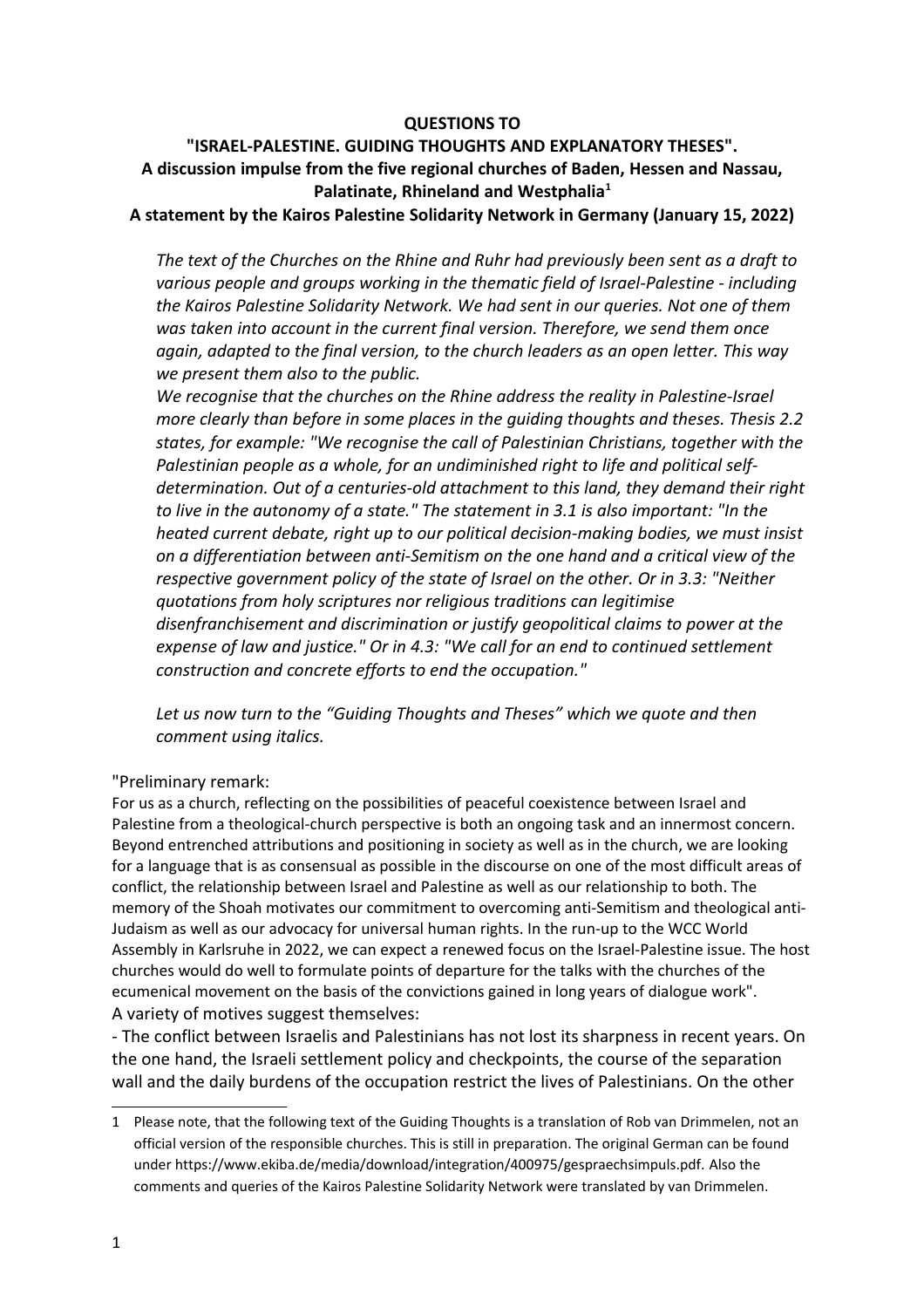**QUESTIONS TO**

**"ISRAEL-PALESTINE. GUIDING THOUGHTS AND EXPLANATORY THESES".**

**A discussion impulse from the five regional churches of Baden, Hessen and Nassau, Palatinate, Rhineland and Westphalia[1]**

**A statement by the Kairos Palestine Solidarity Network in Germany (January 15, 2022)**

*The text of the Churches on the Rhine and Ruhr had previously been sent as a draft to various people and groups working in the thematic field of Israel-Palestine - including the Kairos Palestine Solidarity Network. We had sent in our queries. Not one of them was taken into account in the current final version. Therefore, we send them once again, adapted to the final version, to the church leaders as an open letter. This way we present them also to the public.*

*We recognise that the churches on the Rhine address the reality in Palestine-Israel more clearly than before in some places in the guiding thoughts and theses. Thesis 2.2 states, for example: "We recognise the call of Palestinian Christians, together with the Palestinian people as a whole, for an undiminished right to life and political self-determination. Out of a centuries-old attachment to this land, they demand their right to live in the autonomy of a state." The statement in 3.1 is also important: "In the heated current debate, right up to our political decision-making bodies, we must insist on a differentiation between anti-Semitism on the one hand and a critical view of the respective government policy of the state of Israel on the other. Or in 3.3: "Neither quotations from holy scriptures nor religious traditions can legitimise disenfranchisement and discrimination or justify geopolitical claims to power at the expense of law and justice." Or in 4.3: "We call for an end to continued settlement construction and concrete efforts to end the occupation."*

*Let us now turn to the "Guiding Thoughts and Theses" which we quote and then comment using italics.*

"Preliminary remark:

For us as a church, reflecting on the possibilities of peaceful coexistence between Israel and Palestine from a theological-church perspective is both an ongoing task and an innermost concern. Beyond entrenched attributions and positioning in society as well as in the church, we are looking for a language that is as consensual as possible in the discourse on one of the most difficult areas of conflict, the relationship between Israel and Palestine as well as our relationship to both. The memory of the Shoah motivates our commitment to overcoming anti-Semitism and theological anti-Judaism as well as our advocacy for universal human rights. In the run-up to the WCC World Assembly in Karlsruhe in 2022, we can expect a renewed focus on the Israel-Palestine issue. The host churches would do well to formulate points of departure for the talks with the churches of the ecumenical movement on the basis of the convictions gained in long years of dialogue work".

A variety of motives suggest themselves:

- The conflict between Israelis and Palestinians has not lost its sharpness in recent years. On the one hand, the Israeli settlement policy and checkpoints, the course of the separation wall and the daily burdens of the occupation restrict the lives of Palestinians. On the other

---

[1] Please note, that the following text of the Guiding Thoughts is a translation of Rob van Drimmelen, not an official version of the responsible churches. This is still in preparation. The original German can be found under https://www.ekiba.de/media/download/integration/400975/gespraechsimpuls.pdf. Also the comments and queries of the Kairos Palestine Solidarity Network were translated by van Drimmelen.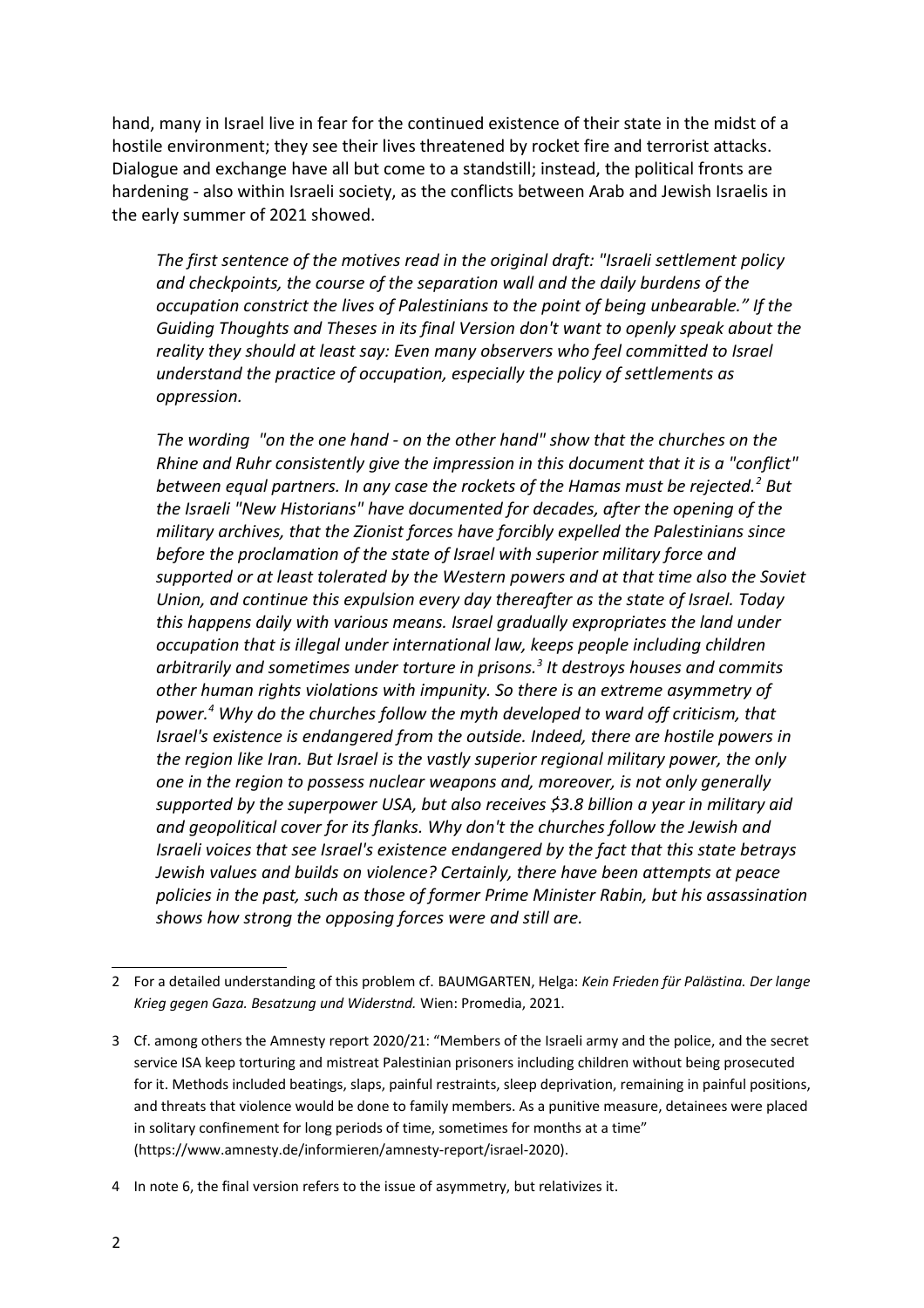hand, many in Israel live in fear for the continued existence of their state in the midst of a hostile environment; they see their lives threatened by rocket fire and terrorist attacks. Dialogue and exchange have all but come to a standstill; instead, the political fronts are hardening - also within Israeli society, as the conflicts between Arab and Jewish Israelis in the early summer of 2021 showed.

*The first sentence of the motives read in the original draft: "Israeli settlement policy and checkpoints, the course of the separation wall and the daily burdens of the occupation constrict the lives of Palestinians to the point of being unbearable." If the Guiding Thoughts and Theses in its final Version don't want to openly speak about the reality they should at least say: Even many observers who feel committed to Israel understand the practice of occupation, especially the policy of settlements as oppression.*

*The wording "on the one hand - on the other hand" show that the churches on the Rhine and Ruhr consistently give the impression in this document that it is a "conflict" between equal partners. In any case the rockets of the Hamas must be rejected.[2] But the Israeli "New Historians" have documented for decades, after the opening of the military archives, that the Zionist forces have forcibly expelled the Palestinians since before the proclamation of the state of Israel with superior military force and supported or at least tolerated by the Western powers and at that time also the Soviet Union, and continue this expulsion every day thereafter as the state of Israel. Today this happens daily with various means. Israel gradually expropriates the land under occupation that is illegal under international law, keeps people including children arbitrarily and sometimes under torture in prisons.[3] It destroys houses and commits other human rights violations with impunity. So there is an extreme asymmetry of power.[4] Why do the churches follow the myth developed to ward off criticism, that Israel's existence is endangered from the outside. Indeed, there are hostile powers in the region like Iran. But Israel is the vastly superior regional military power, the only one in the region to possess nuclear weapons and, moreover, is not only generally supported by the superpower USA, but also receives $3.8 billion a year in military aid and geopolitical cover for its flanks. Why don't the churches follow the Jewish and Israeli voices that see Israel's existence endangered by the fact that this state betrays Jewish values and builds on violence? Certainly, there have been attempts at peace policies in the past, such as those of former Prime Minister Rabin, but his assassination shows how strong the opposing forces were and still are.*

---

2 For a detailed understanding of this problem cf. BAUMGARTEN, Helga: *Kein Frieden für Palästina. Der lange Krieg gegen Gaza. Besatzung und Widerstnd.* Wien: Promedia, 2021.

3 Cf. among others the Amnesty report 2020/21: "Members of the Israeli army and the police, and the secret service ISA keep torturing and mistreat Palestinian prisoners including children without being prosecuted for it. Methods included beatings, slaps, painful restraints, sleep deprivation, remaining in painful positions, and threats that violence would be done to family members. As a punitive measure, detainees were placed in solitary confinement for long periods of time, sometimes for months at a time" (https://www.amnesty.de/informieren/amnesty-report/israel-2020).

4 In note 6, the final version refers to the issue of asymmetry, but relativizes it.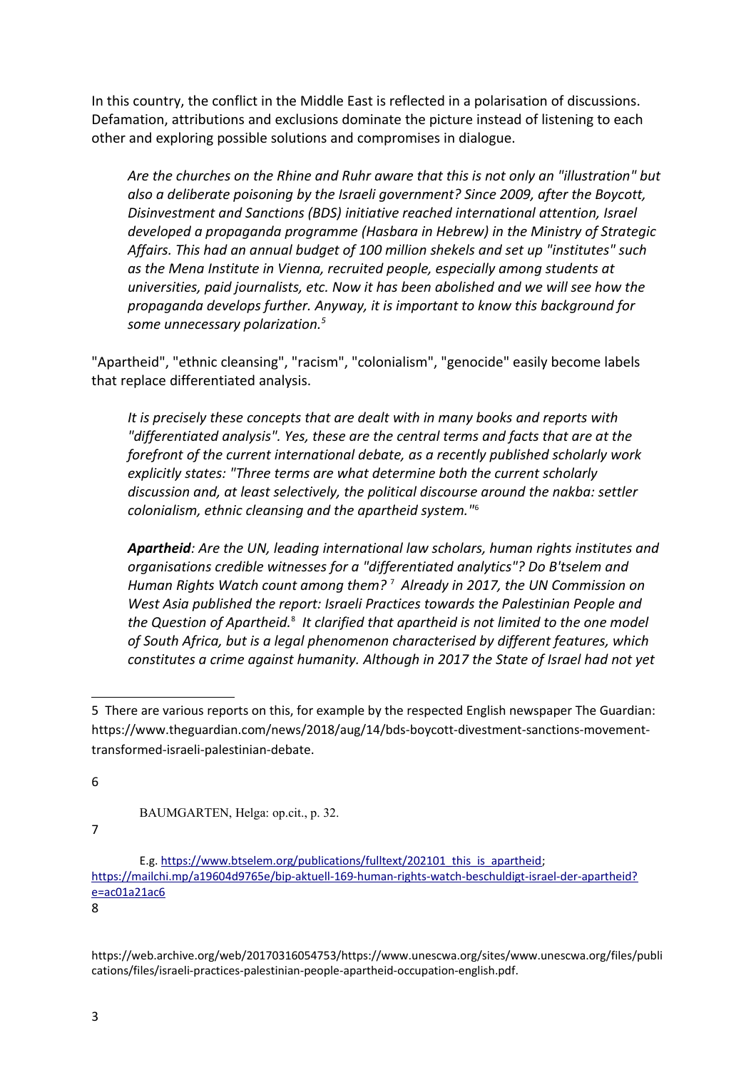In this country, the conflict in the Middle East is reflected in a polarisation of discussions. Defamation, attributions and exclusions dominate the picture instead of listening to each other and exploring possible solutions and compromises in dialogue.

> *Are the churches on the Rhine and Ruhr aware that this is not only an "illustration" but also a deliberate poisoning by the Israeli government? Since 2009, after the Boycott, Disinvestment and Sanctions (BDS) initiative reached international attention, Israel developed a propaganda programme (Hasbara in Hebrew) in the Ministry of Strategic Affairs. This had an annual budget of 100 million shekels and set up "institutes" such as the Mena Institute in Vienna, recruited people, especially among students at universities, paid journalists, etc. Now it has been abolished and we will see how the propaganda develops further. Anyway, it is important to know this background for some unnecessary polarization.*[5]

"Apartheid", "ethnic cleansing", "racism", "colonialism", "genocide" easily become labels that replace differentiated analysis.

> *It is precisely these concepts that are dealt with in many books and reports with "differentiated analysis". Yes, these are the central terms and facts that are at the forefront of the current international debate, as a recently published scholarly work explicitly states: "Three terms are what determine both the current scholarly discussion and, at least selectively, the political discourse around the nakba: settler colonialism, ethnic cleansing and the apartheid system."*[6]
>
> ***Apartheid**: Are the UN, leading international law scholars, human rights institutes and organisations credible witnesses for a "differentiated analytics"? Do B'tselem and Human Rights Watch count among them?*[7] *Already in 2017, the UN Commission on West Asia published the report: Israeli Practices towards the Palestinian People and the Question of Apartheid.*[8] *It clarified that apartheid is not limited to the one model of South Africa, but is a legal phenomenon characterised by different features, which constitutes a crime against humanity. Although in 2017 the State of Israel had not yet*

---

5 There are various reports on this, for example by the respected English newspaper The Guardian: https://www.theguardian.com/news/2018/aug/14/bds-boycott-divestment-sanctions-movement-transformed-israeli-palestinian-debate.

6 BAUMGARTEN, Helga: op.cit., p. 32.

7 E.g. https://www.btselem.org/publications/fulltext/202101_this_is_apartheid; https://mailchi.mp/a19604d9765e/bip-aktuell-169-human-rights-watch-beschuldigt-israel-der-apartheid?e=ac01a21ac6

8 https://web.archive.org/web/20170316054753/https://www.unescwa.org/sites/www.unescwa.org/files/publications/files/israeli-practices-palestinian-people-apartheid-occupation-english.pdf.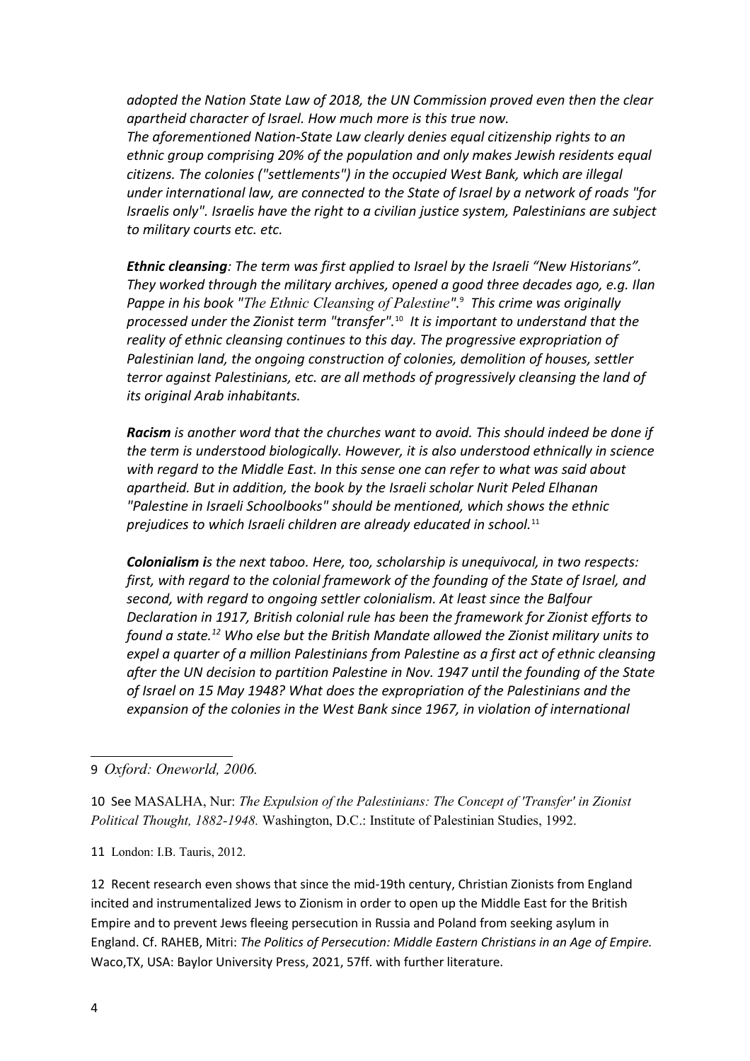*adopted the Nation State Law of 2018, the UN Commission proved even then the clear apartheid character of Israel. How much more is this true now.*
*The aforementioned Nation-State Law clearly denies equal citizenship rights to an ethnic group comprising 20% of the population and only makes Jewish residents equal citizens. The colonies ("settlements") in the occupied West Bank, which are illegal under international law, are connected to the State of Israel by a network of roads "for Israelis only". Israelis have the right to a civilian justice system, Palestinians are subject to military courts etc. etc.*

***Ethnic cleansing**: The term was first applied to Israel by the Israeli "New Historians". They worked through the military archives, opened a good three decades ago, e.g. Ilan Pappe in his book "The Ethnic Cleansing of Palestine".*[9] *This crime was originally processed under the Zionist term "transfer".*[10] *It is important to understand that the reality of ethnic cleansing continues to this day. The progressive expropriation of Palestinian land, the ongoing construction of colonies, demolition of houses, settler terror against Palestinians, etc. are all methods of progressively cleansing the land of its original Arab inhabitants.*

***Racism** is another word that the churches want to avoid. This should indeed be done if the term is understood biologically. However, it is also understood ethnically in science with regard to the Middle East. In this sense one can refer to what was said about apartheid. But in addition, the book by the Israeli scholar Nurit Peled Elhanan "Palestine in Israeli Schoolbooks" should be mentioned, which shows the ethnic prejudices to which Israeli children are already educated in school.*[11]

***Colonialism i**s the next taboo. Here, too, scholarship is unequivocal, in two respects: first, with regard to the colonial framework of the founding of the State of Israel, and second, with regard to ongoing settler colonialism. At least since the Balfour Declaration in 1917, British colonial rule has been the framework for Zionist efforts to found a state.*[12] *Who else but the British Mandate allowed the Zionist military units to expel a quarter of a million Palestinians from Palestine as a first act of ethnic cleansing after the UN decision to partition Palestine in Nov. 1947 until the founding of the State of Israel on 15 May 1948? What does the expropriation of the Palestinians and the expansion of the colonies in the West Bank since 1967, in violation of international*

---

9 *Oxford: Oneworld, 2006.*

10 See MASALHA, Nur: *The Expulsion of the Palestinians: The Concept of 'Transfer' in Zionist Political Thought, 1882-1948.* Washington, D.C.: Institute of Palestinian Studies, 1992.

11 London: I.B. Tauris, 2012.

12 Recent research even shows that since the mid-19th century, Christian Zionists from England incited and instrumentalized Jews to Zionism in order to open up the Middle East for the British Empire and to prevent Jews fleeing persecution in Russia and Poland from seeking asylum in England. Cf. RAHEB, Mitri: *The Politics of Persecution: Middle Eastern Christians in an Age of Empire.* Waco,TX, USA: Baylor University Press, 2021, 57ff. with further literature.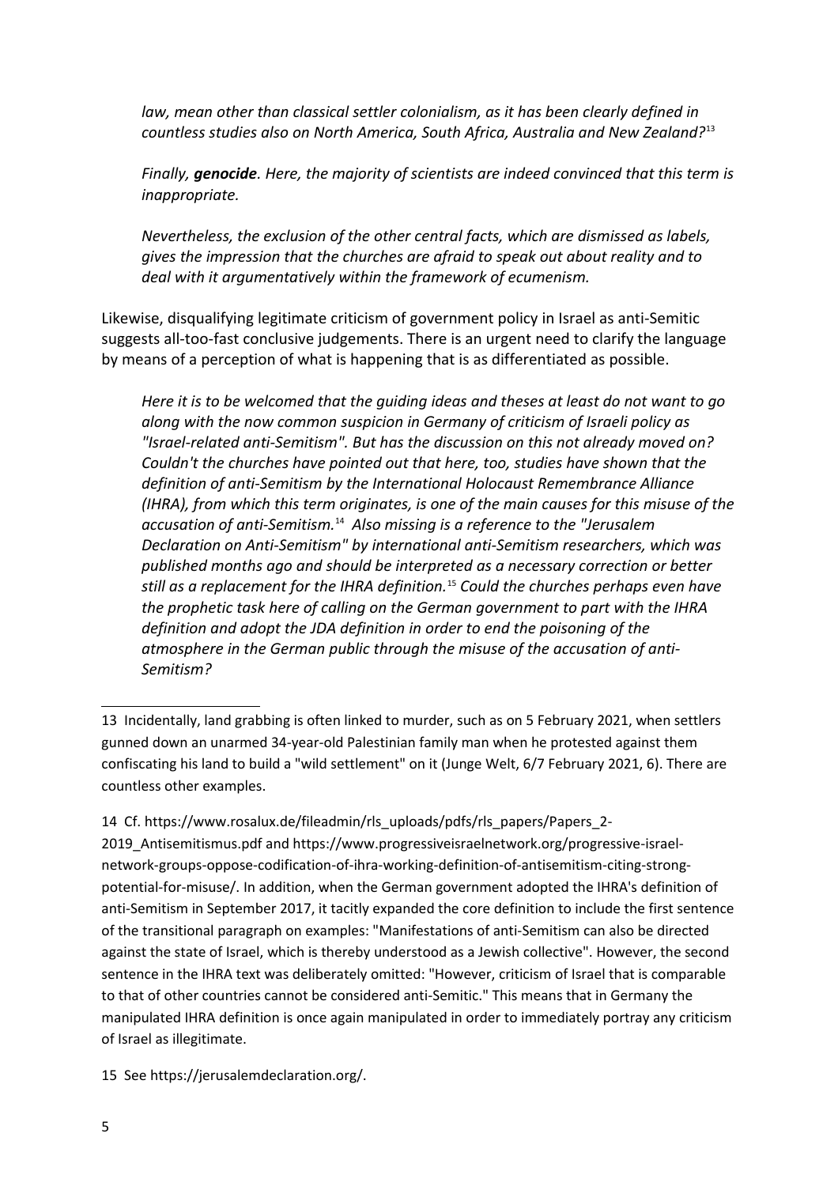*law, mean other than classical settler colonialism, as it has been clearly defined in countless studies also on North America, South Africa, Australia and New Zealand?*[13]

*Finally, **genocide**. Here, the majority of scientists are indeed convinced that this term is inappropriate.*

*Nevertheless, the exclusion of the other central facts, which are dismissed as labels, gives the impression that the churches are afraid to speak out about reality and to deal with it argumentatively within the framework of ecumenism.*

Likewise, disqualifying legitimate criticism of government policy in Israel as anti-Semitic suggests all-too-fast conclusive judgements. There is an urgent need to clarify the language by means of a perception of what is happening that is as differentiated as possible.

*Here it is to be welcomed that the guiding ideas and theses at least do not want to go along with the now common suspicion in Germany of criticism of Israeli policy as "Israel-related anti-Semitism". But has the discussion on this not already moved on? Couldn't the churches have pointed out that here, too, studies have shown that the definition of anti-Semitism by the International Holocaust Remembrance Alliance (IHRA), from which this term originates, is one of the main causes for this misuse of the accusation of anti-Semitism.*[14] *Also missing is a reference to the "Jerusalem Declaration on Anti-Semitism" by international anti-Semitism researchers, which was published months ago and should be interpreted as a necessary correction or better still as a replacement for the IHRA definition.*[15] *Could the churches perhaps even have the prophetic task here of calling on the German government to part with the IHRA definition and adopt the JDA definition in order to end the poisoning of the atmosphere in the German public through the misuse of the accusation of anti-Semitism?*

---

13 Incidentally, land grabbing is often linked to murder, such as on 5 February 2021, when settlers gunned down an unarmed 34-year-old Palestinian family man when he protested against them confiscating his land to build a "wild settlement" on it (Junge Welt, 6/7 February 2021, 6). There are countless other examples.

14 Cf. https://www.rosalux.de/fileadmin/rls_uploads/pdfs/rls_papers/Papers_2-2019_Antisemitismus.pdf and https://www.progressiveisraelnetwork.org/progressive-israel-network-groups-oppose-codification-of-ihra-working-definition-of-antisemitism-citing-strong-potential-for-misuse/. In addition, when the German government adopted the IHRA's definition of anti-Semitism in September 2017, it tacitly expanded the core definition to include the first sentence of the transitional paragraph on examples: "Manifestations of anti-Semitism can also be directed against the state of Israel, which is thereby understood as a Jewish collective". However, the second sentence in the IHRA text was deliberately omitted: "However, criticism of Israel that is comparable to that of other countries cannot be considered anti-Semitic." This means that in Germany the manipulated IHRA definition is once again manipulated in order to immediately portray any criticism of Israel as illegitimate.

15 See https://jerusalemdeclaration.org/.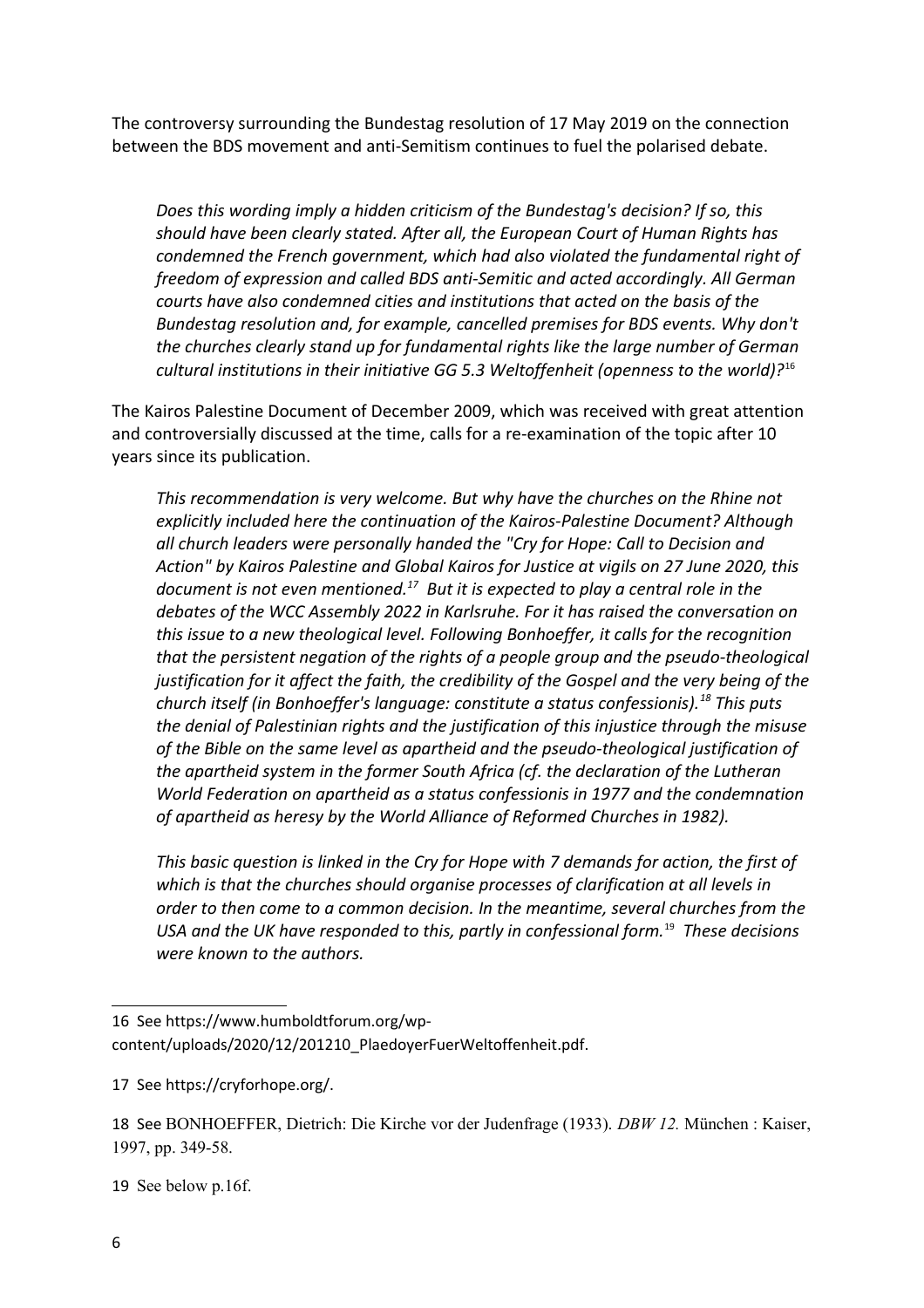The controversy surrounding the Bundestag resolution of 17 May 2019 on the connection between the BDS movement and anti-Semitism continues to fuel the polarised debate.

> *Does this wording imply a hidden criticism of the Bundestag's decision? If so, this should have been clearly stated. After all, the European Court of Human Rights has condemned the French government, which had also violated the fundamental right of freedom of expression and called BDS anti-Semitic and acted accordingly. All German courts have also condemned cities and institutions that acted on the basis of the Bundestag resolution and, for example, cancelled premises for BDS events. Why don't the churches clearly stand up for fundamental rights like the large number of German cultural institutions in their initiative GG 5.3 Weltoffenheit (openness to the world)?*[16]

The Kairos Palestine Document of December 2009, which was received with great attention and controversially discussed at the time, calls for a re-examination of the topic after 10 years since its publication.

> *This recommendation is very welcome. But why have the churches on the Rhine not explicitly included here the continuation of the Kairos-Palestine Document? Although all church leaders were personally handed the "Cry for Hope: Call to Decision and Action" by Kairos Palestine and Global Kairos for Justice at vigils on 27 June 2020, this document is not even mentioned.*[17] *But it is expected to play a central role in the debates of the WCC Assembly 2022 in Karlsruhe. For it has raised the conversation on this issue to a new theological level. Following Bonhoeffer, it calls for the recognition that the persistent negation of the rights of a people group and the pseudo-theological justification for it affect the faith, the credibility of the Gospel and the very being of the church itself (in Bonhoeffer's language: constitute a status confessionis).*[18] *This puts the denial of Palestinian rights and the justification of this injustice through the misuse of the Bible on the same level as apartheid and the pseudo-theological justification of the apartheid system in the former South Africa (cf. the declaration of the Lutheran World Federation on apartheid as a status confessionis in 1977 and the condemnation of apartheid as heresy by the World Alliance of Reformed Churches in 1982).*
>
> *This basic question is linked in the Cry for Hope with 7 demands for action, the first of which is that the churches should organise processes of clarification at all levels in order to then come to a common decision. In the meantime, several churches from the USA and the UK have responded to this, partly in confessional form.*[19] *These decisions were known to the authors.*

---

16 See https://www.humboldtforum.org/wp-content/uploads/2020/12/201210_PlaedoyerFuerWeltoffenheit.pdf.

17 See https://cryforhope.org/.

18 See BONHOEFFER, Dietrich: Die Kirche vor der Judenfrage (1933). *DBW 12.* München : Kaiser, 1997, pp. 349-58.

19 See below p.16f.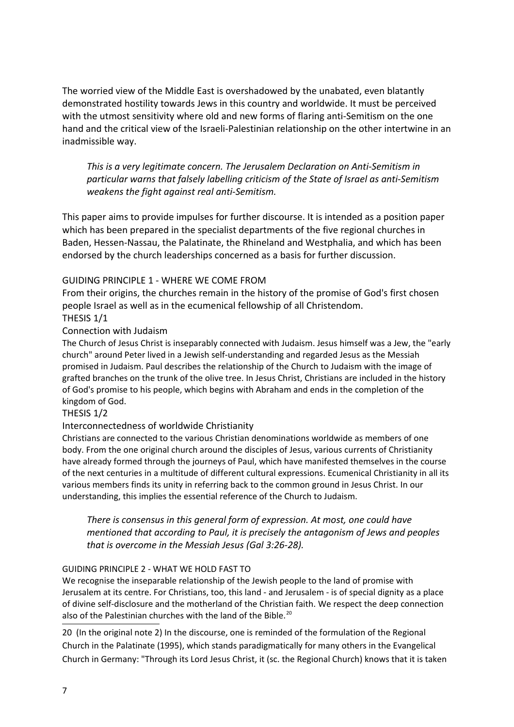The worried view of the Middle East is overshadowed by the unabated, even blatantly demonstrated hostility towards Jews in this country and worldwide. It must be perceived with the utmost sensitivity where old and new forms of flaring anti-Semitism on the one hand and the critical view of the Israeli-Palestinian relationship on the other intertwine in an inadmissible way.

> *This is a very legitimate concern. The Jerusalem Declaration on Anti-Semitism in particular warns that falsely labelling criticism of the State of Israel as anti-Semitism weakens the fight against real anti-Semitism.*

This paper aims to provide impulses for further discourse. It is intended as a position paper which has been prepared in the specialist departments of the five regional churches in Baden, Hessen-Nassau, the Palatinate, the Rhineland and Westphalia, and which has been endorsed by the church leaderships concerned as a basis for further discussion.

## GUIDING PRINCIPLE 1 - WHERE WE COME FROM

From their origins, the churches remain in the history of the promise of God's first chosen people Israel as well as in the ecumenical fellowship of all Christendom.

### THESIS 1/1

#### Connection with Judaism

The Church of Jesus Christ is inseparably connected with Judaism. Jesus himself was a Jew, the "early church" around Peter lived in a Jewish self-understanding and regarded Jesus as the Messiah promised in Judaism. Paul describes the relationship of the Church to Judaism with the image of grafted branches on the trunk of the olive tree. In Jesus Christ, Christians are included in the history of God's promise to his people, which begins with Abraham and ends in the completion of the kingdom of God.

### THESIS 1/2

#### Interconnectedness of worldwide Christianity

Christians are connected to the various Christian denominations worldwide as members of one body. From the one original church around the disciples of Jesus, various currents of Christianity have already formed through the journeys of Paul, which have manifested themselves in the course of the next centuries in a multitude of different cultural expressions. Ecumenical Christianity in all its various members finds its unity in referring back to the common ground in Jesus Christ. In our understanding, this implies the essential reference of the Church to Judaism.

> *There is consensus in this general form of expression. At most, one could have mentioned that according to Paul, it is precisely the antagonism of Jews and peoples that is overcome in the Messiah Jesus (Gal 3:26-28).*

## GUIDING PRINCIPLE 2 - WHAT WE HOLD FAST TO

We recognise the inseparable relationship of the Jewish people to the land of promise with Jerusalem at its centre. For Christians, too, this land - and Jerusalem - is of special dignity as a place of divine self-disclosure and the motherland of the Christian faith. We respect the deep connection also of the Palestinian churches with the land of the Bible.[20]

---

20 (In the original note 2) In the discourse, one is reminded of the formulation of the Regional Church in the Palatinate (1995), which stands paradigmatically for many others in the Evangelical Church in Germany: "Through its Lord Jesus Christ, it (sc. the Regional Church) knows that it is taken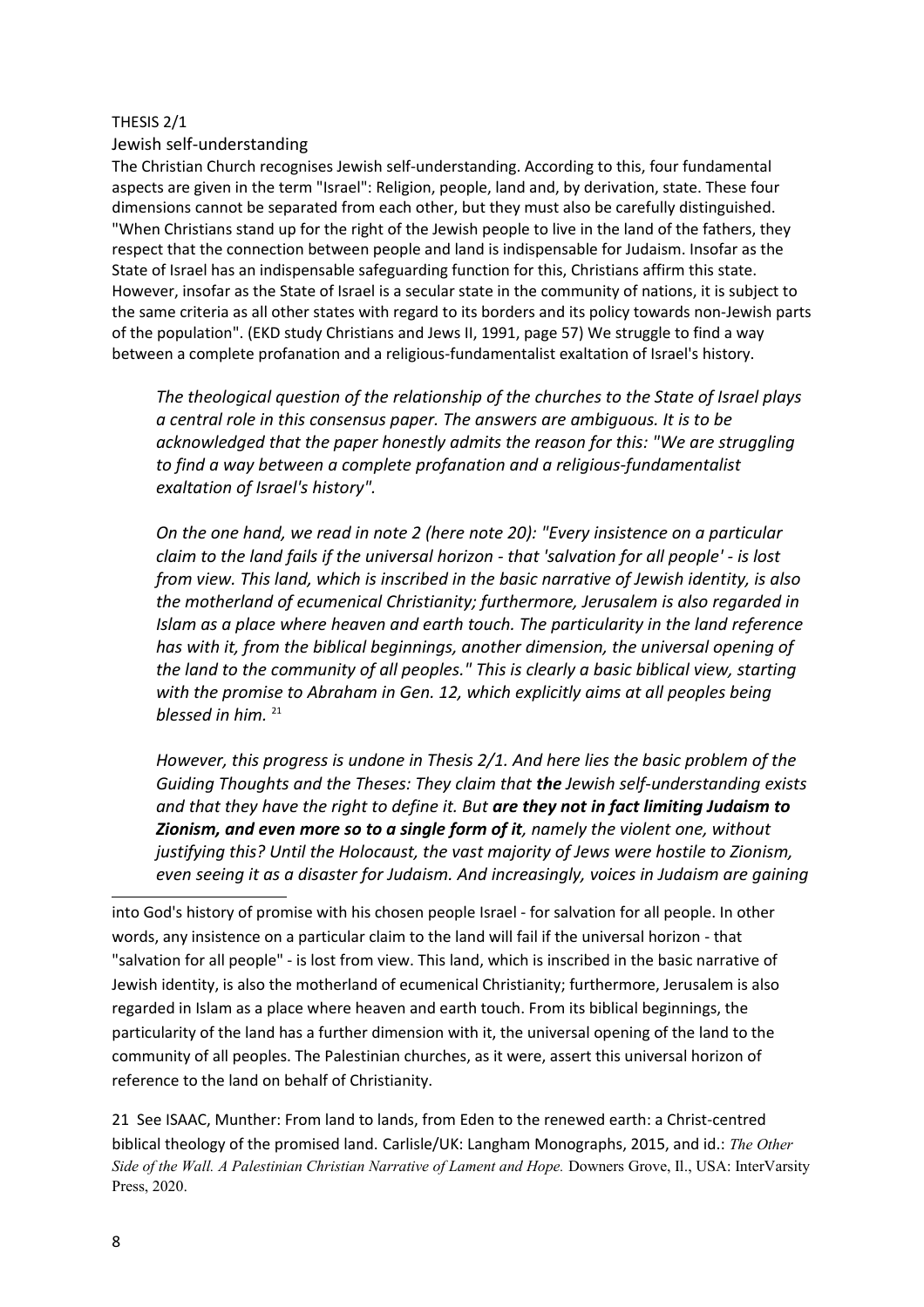THESIS 2/1

Jewish self-understanding

The Christian Church recognises Jewish self-understanding. According to this, four fundamental aspects are given in the term "Israel": Religion, people, land and, by derivation, state. These four dimensions cannot be separated from each other, but they must also be carefully distinguished. "When Christians stand up for the right of the Jewish people to live in the land of the fathers, they respect that the connection between people and land is indispensable for Judaism. Insofar as the State of Israel has an indispensable safeguarding function for this, Christians affirm this state. However, insofar as the State of Israel is a secular state in the community of nations, it is subject to the same criteria as all other states with regard to its borders and its policy towards non-Jewish parts of the population". (EKD study Christians and Jews II, 1991, page 57) We struggle to find a way between a complete profanation and a religious-fundamentalist exaltation of Israel's history.

> *The theological question of the relationship of the churches to the State of Israel plays a central role in this consensus paper. The answers are ambiguous. It is to be acknowledged that the paper honestly admits the reason for this: "We are struggling to find a way between a complete profanation and a religious-fundamentalist exaltation of Israel's history".*
>
> *On the one hand, we read in note 2 (here note 20): "Every insistence on a particular claim to the land fails if the universal horizon - that 'salvation for all people' - is lost from view. This land, which is inscribed in the basic narrative of Jewish identity, is also the motherland of ecumenical Christianity; furthermore, Jerusalem is also regarded in Islam as a place where heaven and earth touch. The particularity in the land reference has with it, from the biblical beginnings, another dimension, the universal opening of the land to the community of all peoples." This is clearly a basic biblical view, starting with the promise to Abraham in Gen. 12, which explicitly aims at all peoples being blessed in him.*[21]
>
> *However, this progress is undone in Thesis 2/1. And here lies the basic problem of the Guiding Thoughts and the Theses: They claim that* ***the*** *Jewish self-understanding exists and that they have the right to define it. But* ***are they not in fact limiting Judaism to Zionism, and even more so to a single form of it****, namely the violent one, without justifying this? Until the Holocaust, the vast majority of Jews were hostile to Zionism, even seeing it as a disaster for Judaism. And increasingly, voices in Judaism are gaining*

---

into God's history of promise with his chosen people Israel - for salvation for all people. In other words, any insistence on a particular claim to the land will fail if the universal horizon - that "salvation for all people" - is lost from view. This land, which is inscribed in the basic narrative of Jewish identity, is also the motherland of ecumenical Christianity; furthermore, Jerusalem is also regarded in Islam as a place where heaven and earth touch. From its biblical beginnings, the particularity of the land has a further dimension with it, the universal opening of the land to the community of all peoples. The Palestinian churches, as it were, assert this universal horizon of reference to the land on behalf of Christianity.

21 See ISAAC, Munther: From land to lands, from Eden to the renewed earth: a Christ-centred biblical theology of the promised land. Carlisle/UK: Langham Monographs, 2015, and id.: *The Other Side of the Wall. A Palestinian Christian Narrative of Lament and Hope.* Downers Grove, Il., USA: InterVarsity Press, 2020.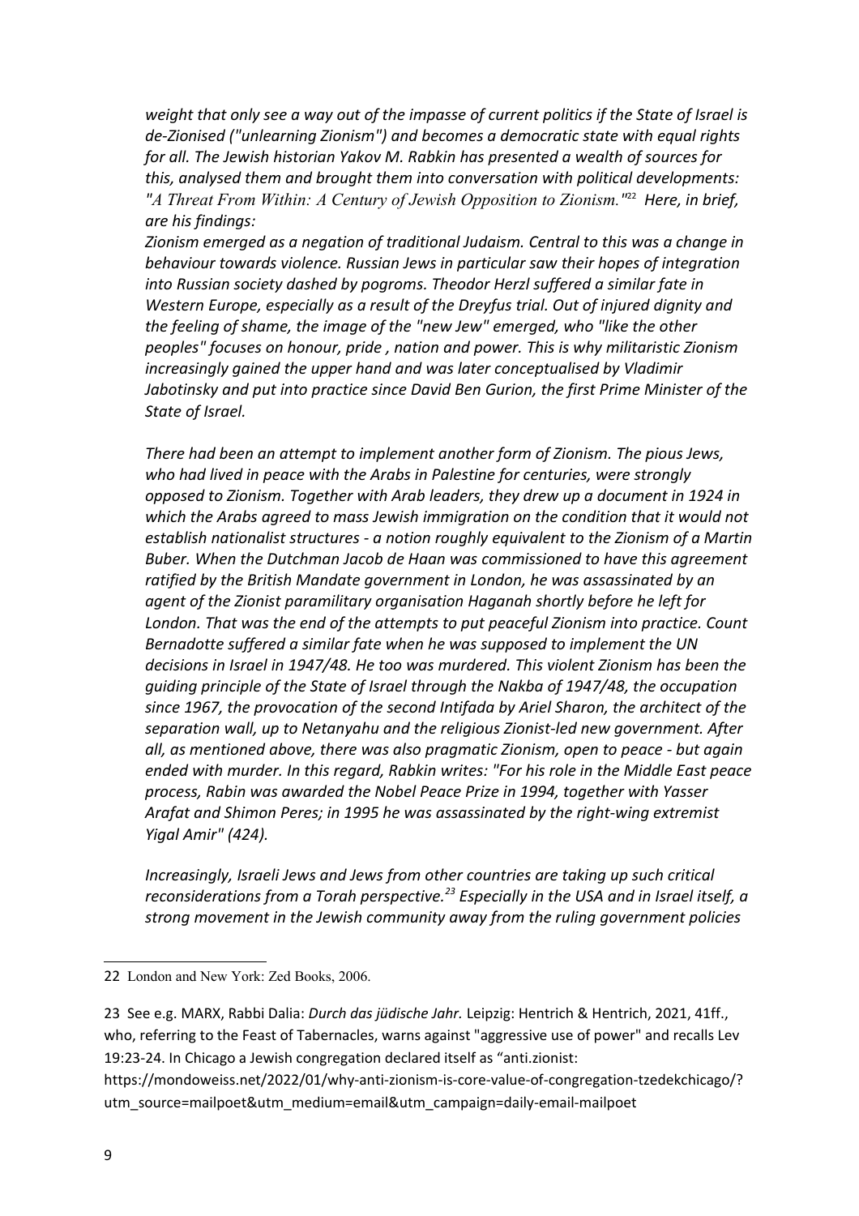*weight that only see a way out of the impasse of current politics if the State of Israel is de-Zionised ("unlearning Zionism") and becomes a democratic state with equal rights for all. The Jewish historian Yakov M. Rabkin has presented a wealth of sources for this, analysed them and brought them into conversation with political developments: "A Threat From Within: A Century of Jewish Opposition to Zionism."*[22] *Here, in brief, are his findings:*

*Zionism emerged as a negation of traditional Judaism. Central to this was a change in behaviour towards violence. Russian Jews in particular saw their hopes of integration into Russian society dashed by pogroms. Theodor Herzl suffered a similar fate in Western Europe, especially as a result of the Dreyfus trial. Out of injured dignity and the feeling of shame, the image of the "new Jew" emerged, who "like the other peoples" focuses on honour, pride , nation and power. This is why militaristic Zionism increasingly gained the upper hand and was later conceptualised by Vladimir Jabotinsky and put into practice since David Ben Gurion, the first Prime Minister of the State of Israel.*

*There had been an attempt to implement another form of Zionism. The pious Jews, who had lived in peace with the Arabs in Palestine for centuries, were strongly opposed to Zionism. Together with Arab leaders, they drew up a document in 1924 in which the Arabs agreed to mass Jewish immigration on the condition that it would not establish nationalist structures - a notion roughly equivalent to the Zionism of a Martin Buber. When the Dutchman Jacob de Haan was commissioned to have this agreement ratified by the British Mandate government in London, he was assassinated by an agent of the Zionist paramilitary organisation Haganah shortly before he left for London. That was the end of the attempts to put peaceful Zionism into practice. Count Bernadotte suffered a similar fate when he was supposed to implement the UN decisions in Israel in 1947/48. He too was murdered. This violent Zionism has been the guiding principle of the State of Israel through the Nakba of 1947/48, the occupation since 1967, the provocation of the second Intifada by Ariel Sharon, the architect of the separation wall, up to Netanyahu and the religious Zionist-led new government. After all, as mentioned above, there was also pragmatic Zionism, open to peace - but again ended with murder. In this regard, Rabkin writes: "For his role in the Middle East peace process, Rabin was awarded the Nobel Peace Prize in 1994, together with Yasser Arafat and Shimon Peres; in 1995 he was assassinated by the right-wing extremist Yigal Amir" (424).*

*Increasingly, Israeli Jews and Jews from other countries are taking up such critical reconsiderations from a Torah perspective.*[23] *Especially in the USA and in Israel itself, a strong movement in the Jewish community away from the ruling government policies*

---

22 London and New York: Zed Books, 2006.

23 See e.g. MARX, Rabbi Dalia: *Durch das jüdische Jahr.* Leipzig: Hentrich & Hentrich, 2021, 41ff., who, referring to the Feast of Tabernacles, warns against "aggressive use of power" and recalls Lev 19:23-24. In Chicago a Jewish congregation declared itself as "anti.zionist: https://mondoweiss.net/2022/01/why-anti-zionism-is-core-value-of-congregation-tzedekchicago/?utm_source=mailpoet&utm_medium=email&utm_campaign=daily-email-mailpoet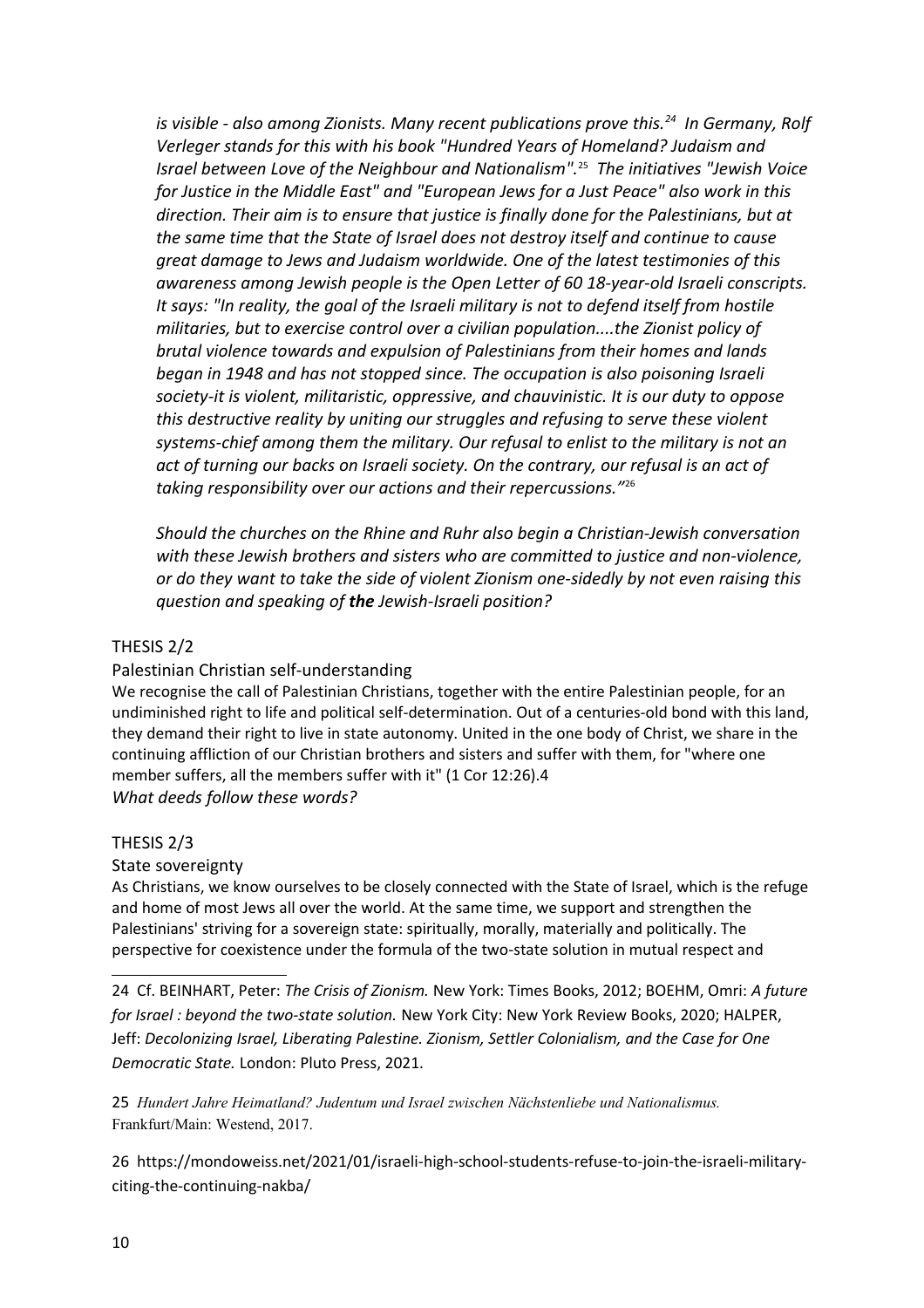*is visible - also among Zionists. Many recent publications prove this.*[24] *In Germany, Rolf Verleger stands for this with his book "Hundred Years of Homeland? Judaism and Israel between Love of the Neighbour and Nationalism".*[25] *The initiatives "Jewish Voice for Justice in the Middle East" and "European Jews for a Just Peace" also work in this direction. Their aim is to ensure that justice is finally done for the Palestinians, but at the same time that the State of Israel does not destroy itself and continue to cause great damage to Jews and Judaism worldwide. One of the latest testimonies of this awareness among Jewish people is the Open Letter of 60 18-year-old Israeli conscripts. It says: "In reality, the goal of the Israeli military is not to defend itself from hostile militaries, but to exercise control over a civilian population....the Zionist policy of brutal violence towards and expulsion of Palestinians from their homes and lands began in 1948 and has not stopped since. The occupation is also poisoning Israeli society-it is violent, militaristic, oppressive, and chauvinistic. It is our duty to oppose this destructive reality by uniting our struggles and refusing to serve these violent systems-chief among them the military. Our refusal to enlist to the military is not an act of turning our backs on Israeli society. On the contrary, our refusal is an act of taking responsibility over our actions and their repercussions."*[26]

*Should the churches on the Rhine and Ruhr also begin a Christian-Jewish conversation with these Jewish brothers and sisters who are committed to justice and non-violence, or do they want to take the side of violent Zionism one-sidedly by not even raising this question and speaking of **the** Jewish-Israeli position?*

## THESIS 2/2

### Palestinian Christian self-understanding

We recognise the call of Palestinian Christians, together with the entire Palestinian people, for an undiminished right to life and political self-determination. Out of a centuries-old bond with this land, they demand their right to live in state autonomy. United in the one body of Christ, we share in the continuing affliction of our Christian brothers and sisters and suffer with them, for "where one member suffers, all the members suffer with it" (1 Cor 12:26).4

*What deeds follow these words?*

## THESIS 2/3

### State sovereignty

As Christians, we know ourselves to be closely connected with the State of Israel, which is the refuge and home of most Jews all over the world. At the same time, we support and strengthen the Palestinians' striving for a sovereign state: spiritually, morally, materially and politically. The perspective for coexistence under the formula of the two-state solution in mutual respect and

---

24 Cf. BEINHART, Peter: *The Crisis of Zionism.* New York: Times Books, 2012; BOEHM, Omri: *A future for Israel : beyond the two-state solution.* New York City: New York Review Books, 2020; HALPER, Jeff: *Decolonizing Israel, Liberating Palestine. Zionism, Settler Colonialism, and the Case for One Democratic State.* London: Pluto Press, 2021.

25 *Hundert Jahre Heimatland? Judentum und Israel zwischen Nächstenliebe und Nationalismus.* Frankfurt/Main: Westend, 2017.

26 https://mondoweiss.net/2021/01/israeli-high-school-students-refuse-to-join-the-israeli-military-citing-the-continuing-nakba/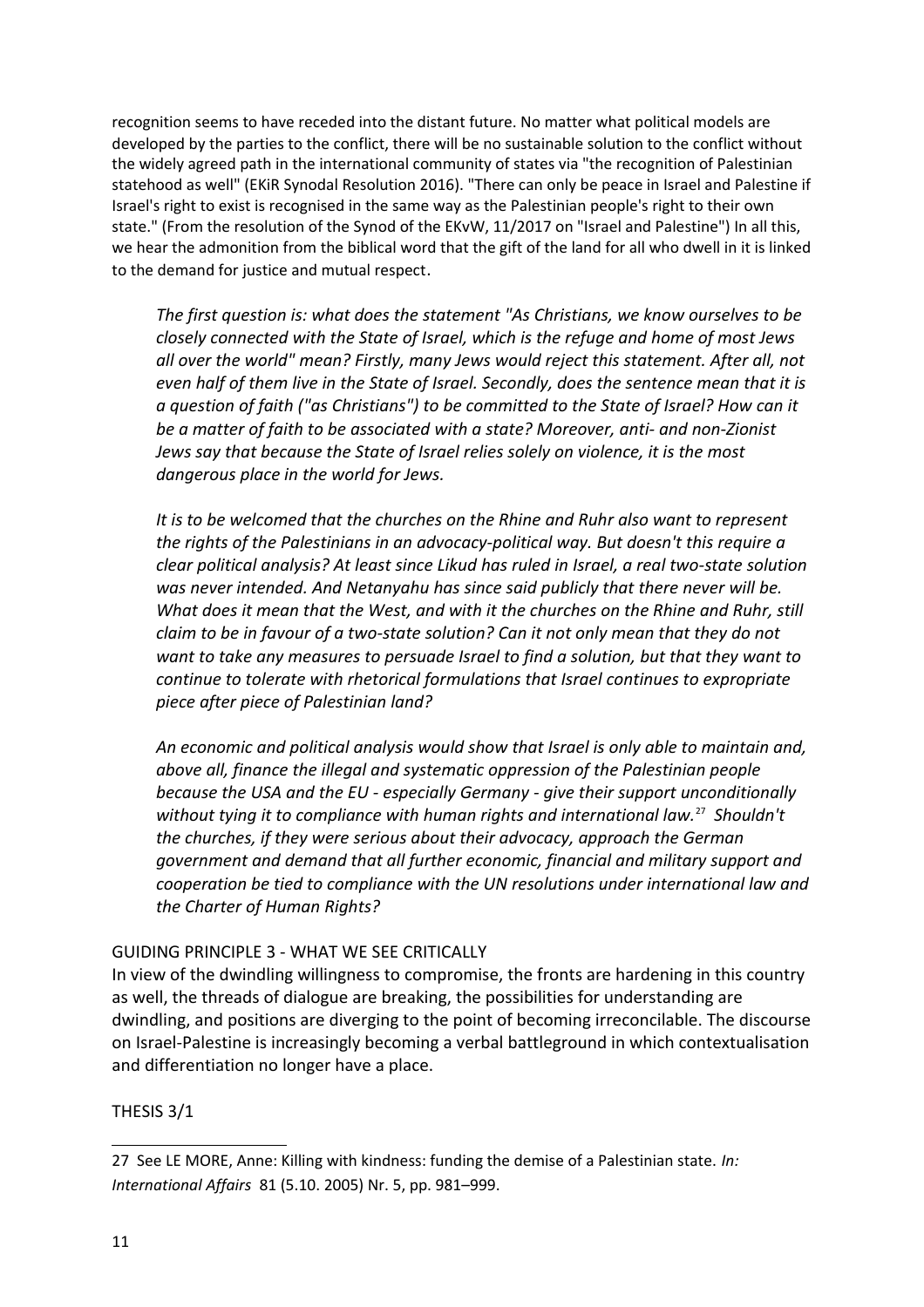recognition seems to have receded into the distant future. No matter what political models are developed by the parties to the conflict, there will be no sustainable solution to the conflict without the widely agreed path in the international community of states via "the recognition of Palestinian statehood as well" (EKiR Synodal Resolution 2016). "There can only be peace in Israel and Palestine if Israel's right to exist is recognised in the same way as the Palestinian people's right to their own state." (From the resolution of the Synod of the EKvW, 11/2017 on "Israel and Palestine") In all this, we hear the admonition from the biblical word that the gift of the land for all who dwell in it is linked to the demand for justice and mutual respect.

> *The first question is: what does the statement "As Christians, we know ourselves to be closely connected with the State of Israel, which is the refuge and home of most Jews all over the world" mean? Firstly, many Jews would reject this statement. After all, not even half of them live in the State of Israel. Secondly, does the sentence mean that it is a question of faith ("as Christians") to be committed to the State of Israel? How can it be a matter of faith to be associated with a state? Moreover, anti- and non-Zionist Jews say that because the State of Israel relies solely on violence, it is the most dangerous place in the world for Jews.*
>
> *It is to be welcomed that the churches on the Rhine and Ruhr also want to represent the rights of the Palestinians in an advocacy-political way. But doesn't this require a clear political analysis? At least since Likud has ruled in Israel, a real two-state solution was never intended. And Netanyahu has since said publicly that there never will be. What does it mean that the West, and with it the churches on the Rhine and Ruhr, still claim to be in favour of a two-state solution? Can it not only mean that they do not want to take any measures to persuade Israel to find a solution, but that they want to continue to tolerate with rhetorical formulations that Israel continues to expropriate piece after piece of Palestinian land?*
>
> *An economic and political analysis would show that Israel is only able to maintain and, above all, finance the illegal and systematic oppression of the Palestinian people because the USA and the EU - especially Germany - give their support unconditionally without tying it to compliance with human rights and international law.*[27] *Shouldn't the churches, if they were serious about their advocacy, approach the German government and demand that all further economic, financial and military support and cooperation be tied to compliance with the UN resolutions under international law and the Charter of Human Rights?*

GUIDING PRINCIPLE 3 - WHAT WE SEE CRITICALLY

In view of the dwindling willingness to compromise, the fronts are hardening in this country as well, the threads of dialogue are breaking, the possibilities for understanding are dwindling, and positions are diverging to the point of becoming irreconcilable. The discourse on Israel-Palestine is increasingly becoming a verbal battleground in which contextualisation and differentiation no longer have a place.

THESIS 3/1

---

27 See LE MORE, Anne: Killing with kindness: funding the demise of a Palestinian state. *In: International Affairs* 81 (5.10. 2005) Nr. 5, pp. 981–999.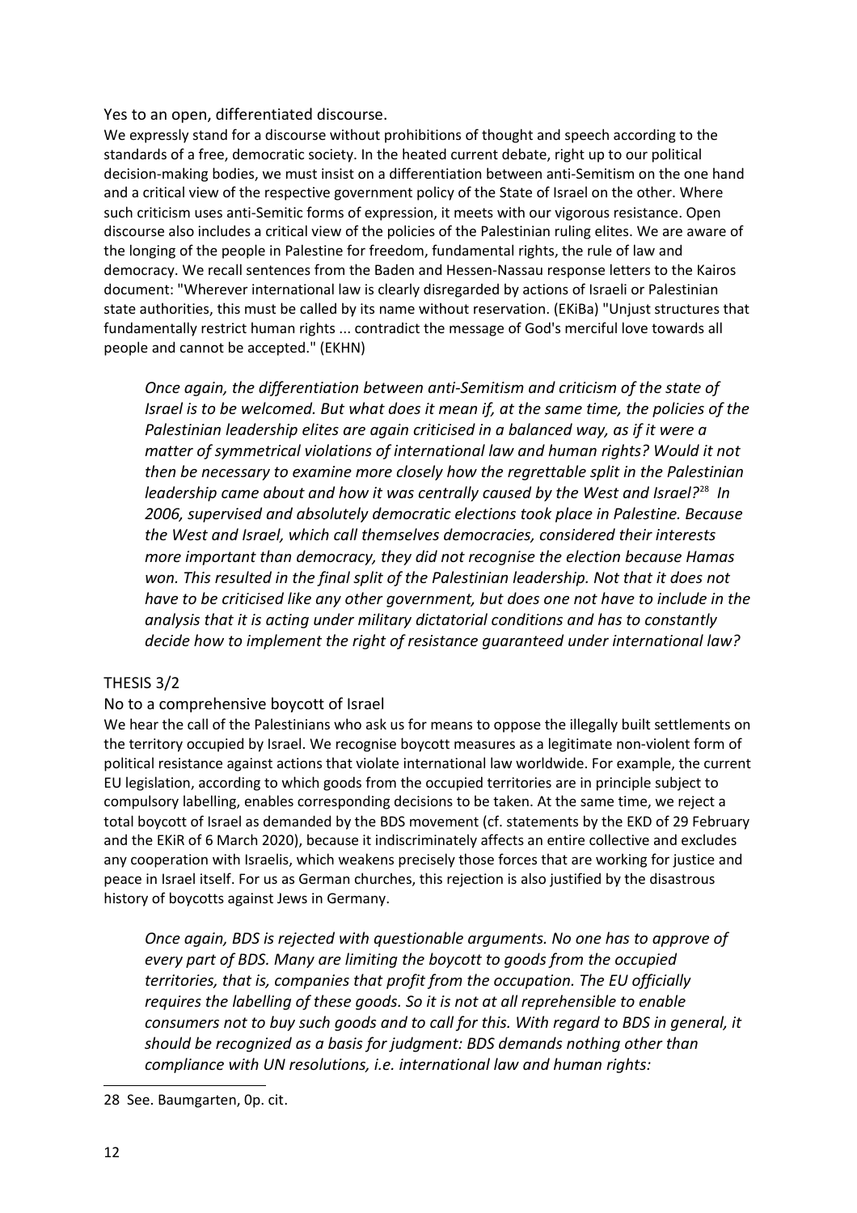Yes to an open, differentiated discourse.

We expressly stand for a discourse without prohibitions of thought and speech according to the standards of a free, democratic society. In the heated current debate, right up to our political decision-making bodies, we must insist on a differentiation between anti-Semitism on the one hand and a critical view of the respective government policy of the State of Israel on the other. Where such criticism uses anti-Semitic forms of expression, it meets with our vigorous resistance. Open discourse also includes a critical view of the policies of the Palestinian ruling elites. We are aware of the longing of the people in Palestine for freedom, fundamental rights, the rule of law and democracy. We recall sentences from the Baden and Hessen-Nassau response letters to the Kairos document: "Wherever international law is clearly disregarded by actions of Israeli or Palestinian state authorities, this must be called by its name without reservation. (EKiBa) "Unjust structures that fundamentally restrict human rights ... contradict the message of God's merciful love towards all people and cannot be accepted." (EKHN)

> *Once again, the differentiation between anti-Semitism and criticism of the state of Israel is to be welcomed. But what does it mean if, at the same time, the policies of the Palestinian leadership elites are again criticised in a balanced way, as if it were a matter of symmetrical violations of international law and human rights? Would it not then be necessary to examine more closely how the regrettable split in the Palestinian leadership came about and how it was centrally caused by the West and Israel?*[28] *In 2006, supervised and absolutely democratic elections took place in Palestine. Because the West and Israel, which call themselves democracies, considered their interests more important than democracy, they did not recognise the election because Hamas won. This resulted in the final split of the Palestinian leadership. Not that it does not have to be criticised like any other government, but does one not have to include in the analysis that it is acting under military dictatorial conditions and has to constantly decide how to implement the right of resistance guaranteed under international law?*

THESIS 3/2

No to a comprehensive boycott of Israel

We hear the call of the Palestinians who ask us for means to oppose the illegally built settlements on the territory occupied by Israel. We recognise boycott measures as a legitimate non-violent form of political resistance against actions that violate international law worldwide. For example, the current EU legislation, according to which goods from the occupied territories are in principle subject to compulsory labelling, enables corresponding decisions to be taken. At the same time, we reject a total boycott of Israel as demanded by the BDS movement (cf. statements by the EKD of 29 February and the EKiR of 6 March 2020), because it indiscriminately affects an entire collective and excludes any cooperation with Israelis, which weakens precisely those forces that are working for justice and peace in Israel itself. For us as German churches, this rejection is also justified by the disastrous history of boycotts against Jews in Germany.

> *Once again, BDS is rejected with questionable arguments. No one has to approve of every part of BDS. Many are limiting the boycott to goods from the occupied territories, that is, companies that profit from the occupation. The EU officially requires the labelling of these goods. So it is not at all reprehensible to enable consumers not to buy such goods and to call for this. With regard to BDS in general, it should be recognized as a basis for judgment: BDS demands nothing other than compliance with UN resolutions, i.e. international law and human rights:*

---

28 See. Baumgarten, 0p. cit.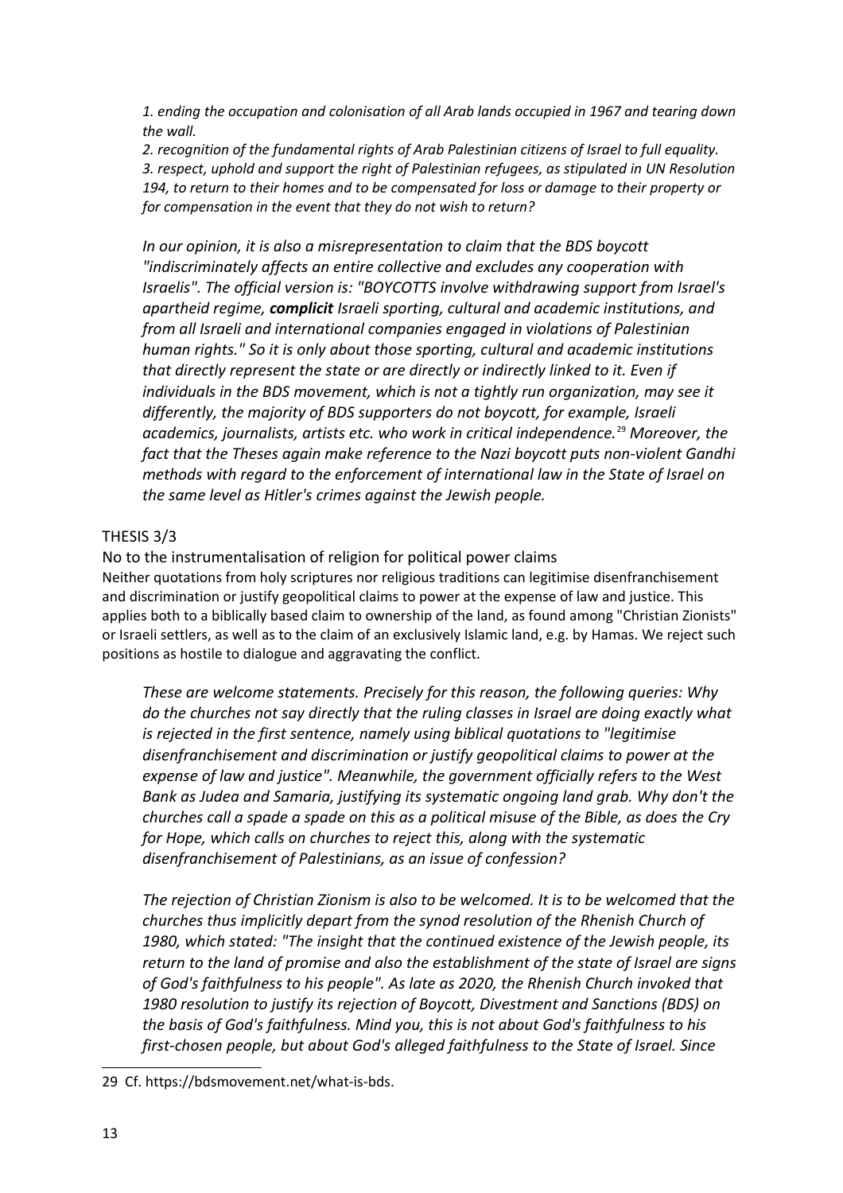*1. ending the occupation and colonisation of all Arab lands occupied in 1967 and tearing down the wall.*
*2. recognition of the fundamental rights of Arab Palestinian citizens of Israel to full equality.*
*3. respect, uphold and support the right of Palestinian refugees, as stipulated in UN Resolution 194, to return to their homes and to be compensated for loss or damage to their property or for compensation in the event that they do not wish to return?*

*In our opinion, it is also a misrepresentation to claim that the BDS boycott "indiscriminately affects an entire collective and excludes any cooperation with Israelis". The official version is: "BOYCOTTS involve withdrawing support from Israel's apartheid regime,* ***complicit*** *Israeli sporting, cultural and academic institutions, and from all Israeli and international companies engaged in violations of Palestinian human rights." So it is only about those sporting, cultural and academic institutions that directly represent the state or are directly or indirectly linked to it. Even if individuals in the BDS movement, which is not a tightly run organization, may see it differently, the majority of BDS supporters do not boycott, for example, Israeli academics, journalists, artists etc. who work in critical independence.*[29] *Moreover, the fact that the Theses again make reference to the Nazi boycott puts non-violent Gandhi methods with regard to the enforcement of international law in the State of Israel on the same level as Hitler's crimes against the Jewish people.*

## THESIS 3/3

### No to the instrumentalisation of religion for political power claims

Neither quotations from holy scriptures nor religious traditions can legitimise disenfranchisement and discrimination or justify geopolitical claims to power at the expense of law and justice. This applies both to a biblically based claim to ownership of the land, as found among "Christian Zionists" or Israeli settlers, as well as to the claim of an exclusively Islamic land, e.g. by Hamas. We reject such positions as hostile to dialogue and aggravating the conflict.

*These are welcome statements. Precisely for this reason, the following queries: Why do the churches not say directly that the ruling classes in Israel are doing exactly what is rejected in the first sentence, namely using biblical quotations to "legitimise disenfranchisement and discrimination or justify geopolitical claims to power at the expense of law and justice". Meanwhile, the government officially refers to the West Bank as Judea and Samaria, justifying its systematic ongoing land grab. Why don't the churches call a spade a spade on this as a political misuse of the Bible, as does the Cry for Hope, which calls on churches to reject this, along with the systematic disenfranchisement of Palestinians, as an issue of confession?*

*The rejection of Christian Zionism is also to be welcomed. It is to be welcomed that the churches thus implicitly depart from the synod resolution of the Rhenish Church of 1980, which stated: "The insight that the continued existence of the Jewish people, its return to the land of promise and also the establishment of the state of Israel are signs of God's faithfulness to his people". As late as 2020, the Rhenish Church invoked that 1980 resolution to justify its rejection of Boycott, Divestment and Sanctions (BDS) on the basis of God's faithfulness. Mind you, this is not about God's faithfulness to his first-chosen people, but about God's alleged faithfulness to the State of Israel. Since*

---

29 Cf. https://bdsmovement.net/what-is-bds.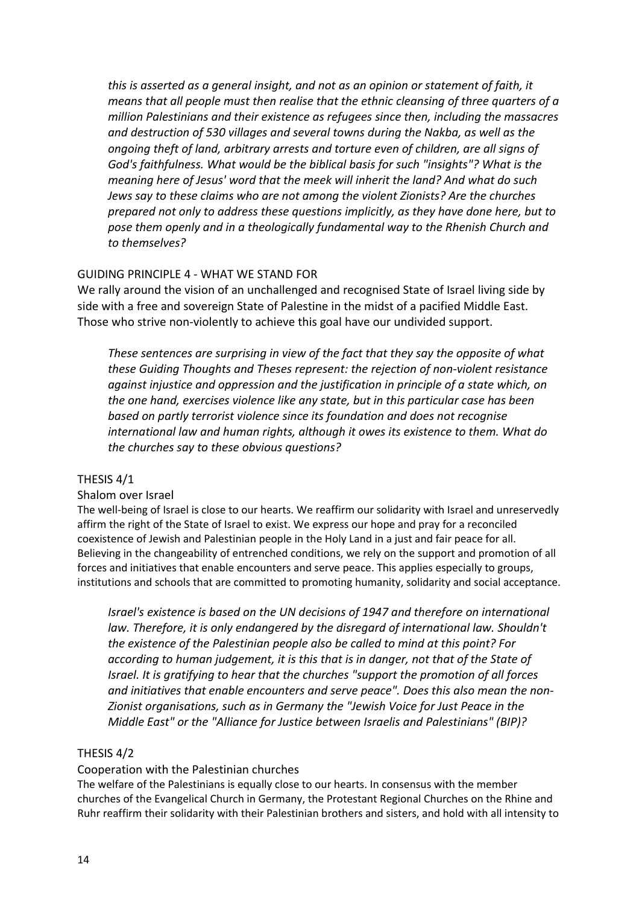*this is asserted as a general insight, and not as an opinion or statement of faith, it means that all people must then realise that the ethnic cleansing of three quarters of a million Palestinians and their existence as refugees since then, including the massacres and destruction of 530 villages and several towns during the Nakba, as well as the ongoing theft of land, arbitrary arrests and torture even of children, are all signs of God's faithfulness. What would be the biblical basis for such "insights"? What is the meaning here of Jesus' word that the meek will inherit the land? And what do such Jews say to these claims who are not among the violent Zionists? Are the churches prepared not only to address these questions implicitly, as they have done here, but to pose them openly and in a theologically fundamental way to the Rhenish Church and to themselves?*

GUIDING PRINCIPLE 4 - WHAT WE STAND FOR

We rally around the vision of an unchallenged and recognised State of Israel living side by side with a free and sovereign State of Palestine in the midst of a pacified Middle East. Those who strive non-violently to achieve this goal have our undivided support.

> *These sentences are surprising in view of the fact that they say the opposite of what these Guiding Thoughts and Theses represent: the rejection of non-violent resistance against injustice and oppression and the justification in principle of a state which, on the one hand, exercises violence like any state, but in this particular case has been based on partly terrorist violence since its foundation and does not recognise international law and human rights, although it owes its existence to them. What do the churches say to these obvious questions?*

THESIS 4/1

Shalom over Israel

The well-being of Israel is close to our hearts. We reaffirm our solidarity with Israel and unreservedly affirm the right of the State of Israel to exist. We express our hope and pray for a reconciled coexistence of Jewish and Palestinian people in the Holy Land in a just and fair peace for all. Believing in the changeability of entrenched conditions, we rely on the support and promotion of all forces and initiatives that enable encounters and serve peace. This applies especially to groups, institutions and schools that are committed to promoting humanity, solidarity and social acceptance.

> *Israel's existence is based on the UN decisions of 1947 and therefore on international law. Therefore, it is only endangered by the disregard of international law. Shouldn't the existence of the Palestinian people also be called to mind at this point? For according to human judgement, it is this that is in danger, not that of the State of Israel. It is gratifying to hear that the churches "support the promotion of all forces and initiatives that enable encounters and serve peace". Does this also mean the non-Zionist organisations, such as in Germany the "Jewish Voice for Just Peace in the Middle East" or the "Alliance for Justice between Israelis and Palestinians" (BIP)?*

THESIS 4/2

Cooperation with the Palestinian churches

The welfare of the Palestinians is equally close to our hearts. In consensus with the member churches of the Evangelical Church in Germany, the Protestant Regional Churches on the Rhine and Ruhr reaffirm their solidarity with their Palestinian brothers and sisters, and hold with all intensity to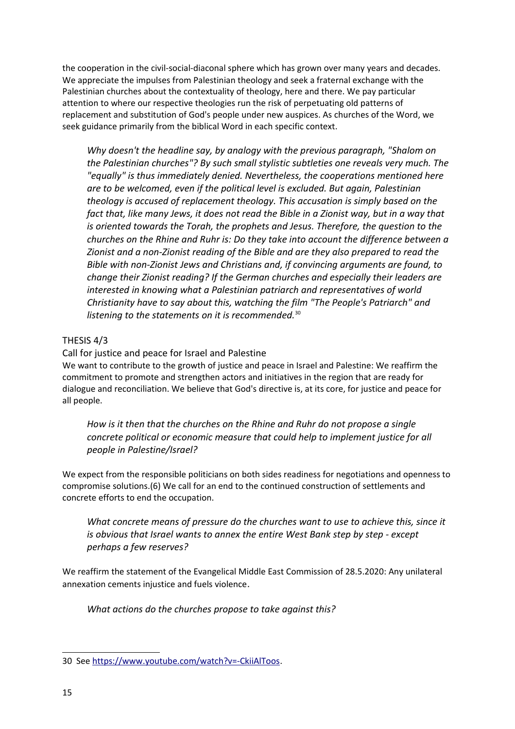the cooperation in the civil-social-diaconal sphere which has grown over many years and decades. We appreciate the impulses from Palestinian theology and seek a fraternal exchange with the Palestinian churches about the contextuality of theology, here and there. We pay particular attention to where our respective theologies run the risk of perpetuating old patterns of replacement and substitution of God's people under new auspices. As churches of the Word, we seek guidance primarily from the biblical Word in each specific context.

> *Why doesn't the headline say, by analogy with the previous paragraph, "Shalom on the Palestinian churches"? By such small stylistic subtleties one reveals very much. The "equally" is thus immediately denied. Nevertheless, the cooperations mentioned here are to be welcomed, even if the political level is excluded. But again, Palestinian theology is accused of replacement theology. This accusation is simply based on the fact that, like many Jews, it does not read the Bible in a Zionist way, but in a way that is oriented towards the Torah, the prophets and Jesus. Therefore, the question to the churches on the Rhine and Ruhr is: Do they take into account the difference between a Zionist and a non-Zionist reading of the Bible and are they also prepared to read the Bible with non-Zionist Jews and Christians and, if convincing arguments are found, to change their Zionist reading? If the German churches and especially their leaders are interested in knowing what a Palestinian patriarch and representatives of world Christianity have to say about this, watching the film "The People's Patriarch" and listening to the statements on it is recommended.*[30]

## THESIS 4/3

### Call for justice and peace for Israel and Palestine

We want to contribute to the growth of justice and peace in Israel and Palestine: We reaffirm the commitment to promote and strengthen actors and initiatives in the region that are ready for dialogue and reconciliation. We believe that God's directive is, at its core, for justice and peace for all people.

> *How is it then that the churches on the Rhine and Ruhr do not propose a single concrete political or economic measure that could help to implement justice for all people in Palestine/Israel?*

We expect from the responsible politicians on both sides readiness for negotiations and openness to compromise solutions.(6) We call for an end to the continued construction of settlements and concrete efforts to end the occupation.

> *What concrete means of pressure do the churches want to use to achieve this, since it is obvious that Israel wants to annex the entire West Bank step by step - except perhaps a few reserves?*

We reaffirm the statement of the Evangelical Middle East Commission of 28.5.2020: Any unilateral annexation cements injustice and fuels violence.

> *What actions do the churches propose to take against this?*

---

30 See https://www.youtube.com/watch?v=-CkiiAlToos.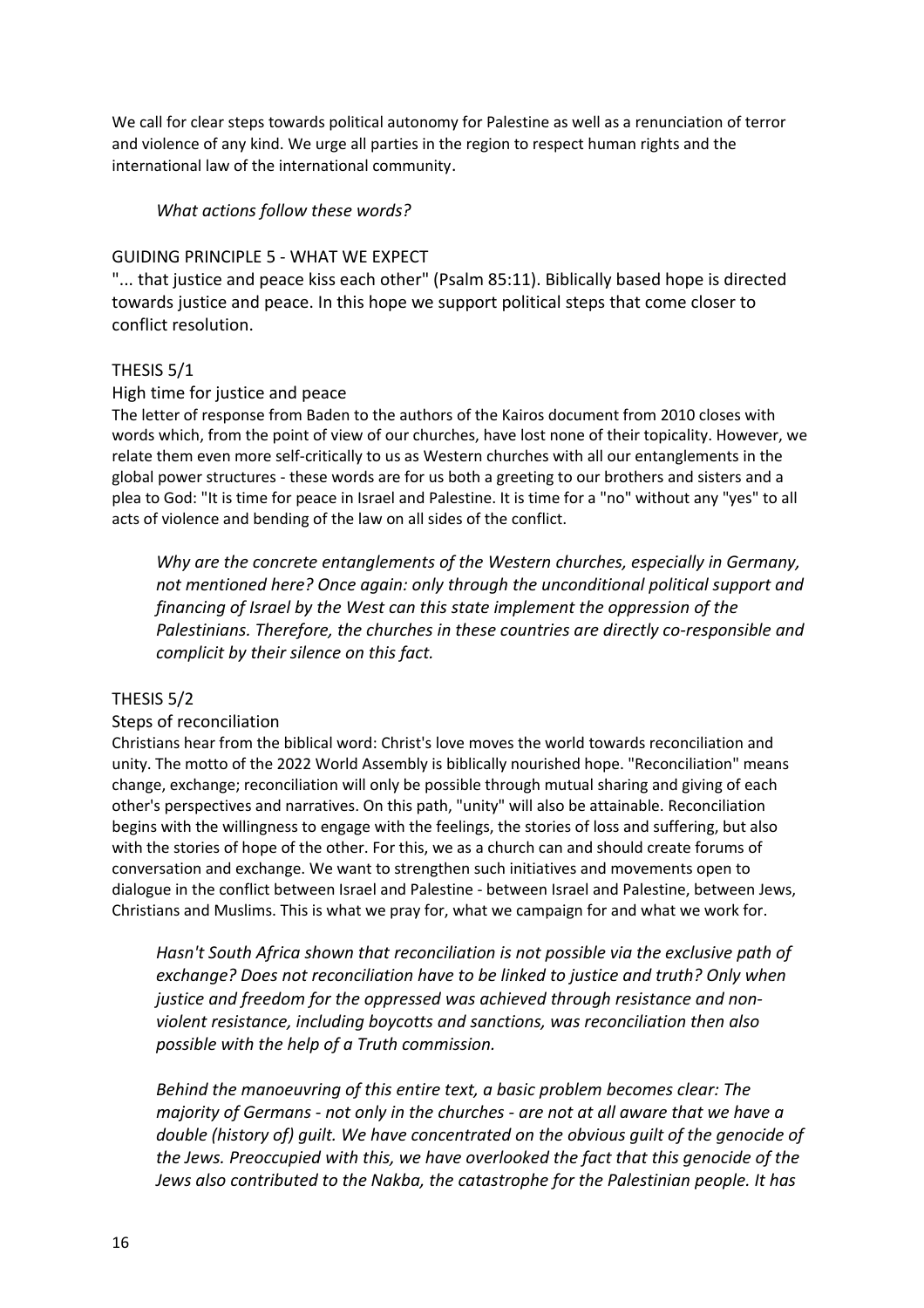We call for clear steps towards political autonomy for Palestine as well as a renunciation of terror and violence of any kind. We urge all parties in the region to respect human rights and the international law of the international community.

> *What actions follow these words?*

## GUIDING PRINCIPLE 5 - WHAT WE EXPECT

"... that justice and peace kiss each other" (Psalm 85:11). Biblically based hope is directed towards justice and peace. In this hope we support political steps that come closer to conflict resolution.

### THESIS 5/1

#### High time for justice and peace

The letter of response from Baden to the authors of the Kairos document from 2010 closes with words which, from the point of view of our churches, have lost none of their topicality. However, we relate them even more self-critically to us as Western churches with all our entanglements in the global power structures - these words are for us both a greeting to our brothers and sisters and a plea to God: "It is time for peace in Israel and Palestine. It is time for a "no" without any "yes" to all acts of violence and bending of the law on all sides of the conflict.

> *Why are the concrete entanglements of the Western churches, especially in Germany, not mentioned here? Once again: only through the unconditional political support and financing of Israel by the West can this state implement the oppression of the Palestinians. Therefore, the churches in these countries are directly co-responsible and complicit by their silence on this fact.*

### THESIS 5/2

#### Steps of reconciliation

Christians hear from the biblical word: Christ's love moves the world towards reconciliation and unity. The motto of the 2022 World Assembly is biblically nourished hope. "Reconciliation" means change, exchange; reconciliation will only be possible through mutual sharing and giving of each other's perspectives and narratives. On this path, "unity" will also be attainable. Reconciliation begins with the willingness to engage with the feelings, the stories of loss and suffering, but also with the stories of hope of the other. For this, we as a church can and should create forums of conversation and exchange. We want to strengthen such initiatives and movements open to dialogue in the conflict between Israel and Palestine - between Israel and Palestine, between Jews, Christians and Muslims. This is what we pray for, what we campaign for and what we work for.

> *Hasn't South Africa shown that reconciliation is not possible via the exclusive path of exchange? Does not reconciliation have to be linked to justice and truth? Only when justice and freedom for the oppressed was achieved through resistance and non-violent resistance, including boycotts and sanctions, was reconciliation then also possible with the help of a Truth commission.*
>
> *Behind the manoeuvring of this entire text, a basic problem becomes clear: The majority of Germans - not only in the churches - are not at all aware that we have a double (history of) guilt. We have concentrated on the obvious guilt of the genocide of the Jews. Preoccupied with this, we have overlooked the fact that this genocide of the Jews also contributed to the Nakba, the catastrophe for the Palestinian people. It has*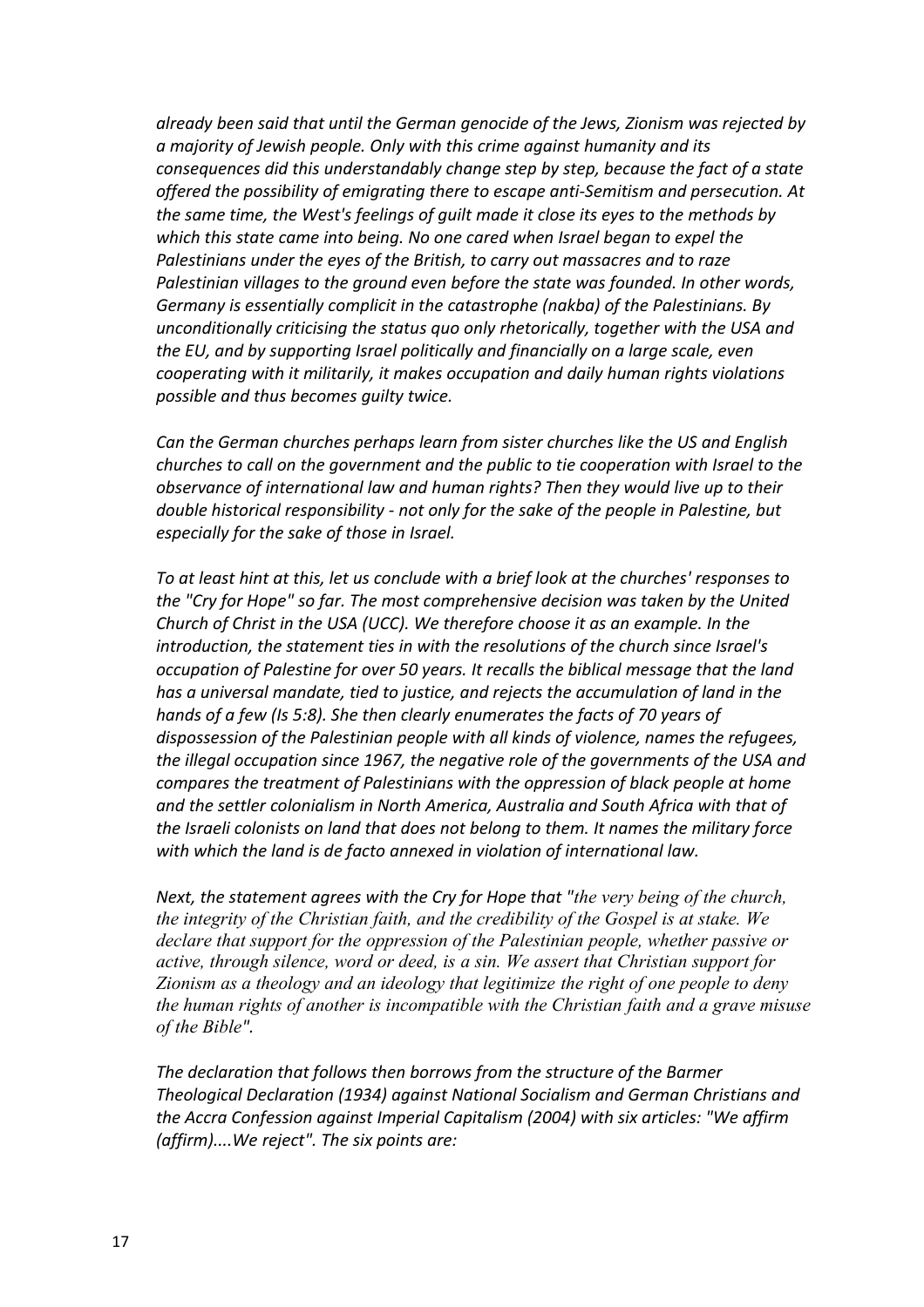*already been said that until the German genocide of the Jews, Zionism was rejected by a majority of Jewish people. Only with this crime against humanity and its consequences did this understandably change step by step, because the fact of a state offered the possibility of emigrating there to escape anti-Semitism and persecution. At the same time, the West's feelings of guilt made it close its eyes to the methods by which this state came into being. No one cared when Israel began to expel the Palestinians under the eyes of the British, to carry out massacres and to raze Palestinian villages to the ground even before the state was founded. In other words, Germany is essentially complicit in the catastrophe (nakba) of the Palestinians. By unconditionally criticising the status quo only rhetorically, together with the USA and the EU, and by supporting Israel politically and financially on a large scale, even cooperating with it militarily, it makes occupation and daily human rights violations possible and thus becomes guilty twice.*

*Can the German churches perhaps learn from sister churches like the US and English churches to call on the government and the public to tie cooperation with Israel to the observance of international law and human rights? Then they would live up to their double historical responsibility - not only for the sake of the people in Palestine, but especially for the sake of those in Israel.*

*To at least hint at this, let us conclude with a brief look at the churches' responses to the "Cry for Hope" so far. The most comprehensive decision was taken by the United Church of Christ in the USA (UCC). We therefore choose it as an example. In the introduction, the statement ties in with the resolutions of the church since Israel's occupation of Palestine for over 50 years. It recalls the biblical message that the land has a universal mandate, tied to justice, and rejects the accumulation of land in the hands of a few (Is 5:8). She then clearly enumerates the facts of 70 years of dispossession of the Palestinian people with all kinds of violence, names the refugees, the illegal occupation since 1967, the negative role of the governments of the USA and compares the treatment of Palestinians with the oppression of black people at home and the settler colonialism in North America, Australia and South Africa with that of the Israeli colonists on land that does not belong to them. It names the military force with which the land is de facto annexed in violation of international law.*

*Next, the statement agrees with the Cry for Hope that "the very being of the church, the integrity of the Christian faith, and the credibility of the Gospel is at stake. We declare that support for the oppression of the Palestinian people, whether passive or active, through silence, word or deed, is a sin. We assert that Christian support for Zionism as a theology and an ideology that legitimize the right of one people to deny the human rights of another is incompatible with the Christian faith and a grave misuse of the Bible".*

*The declaration that follows then borrows from the structure of the Barmer Theological Declaration (1934) against National Socialism and German Christians and the Accra Confession against Imperial Capitalism (2004) with six articles: "We affirm (affirm)....We reject". The six points are:*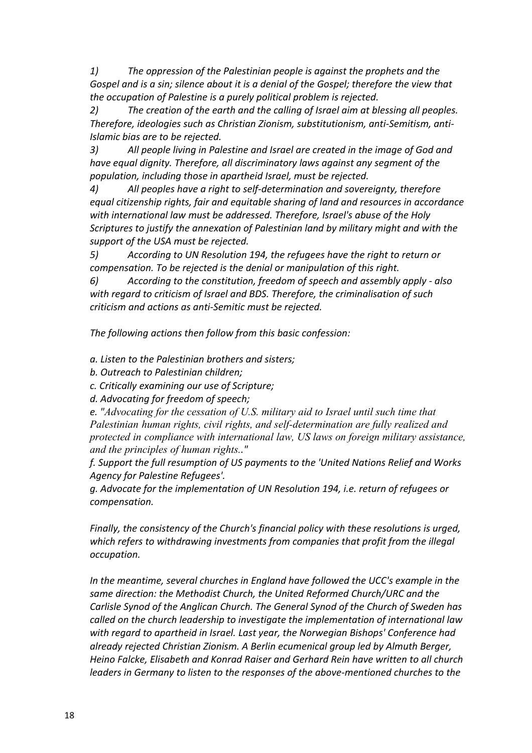*1) The oppression of the Palestinian people is against the prophets and the Gospel and is a sin; silence about it is a denial of the Gospel; therefore the view that the occupation of Palestine is a purely political problem is rejected.*

*2) The creation of the earth and the calling of Israel aim at blessing all peoples. Therefore, ideologies such as Christian Zionism, substitutionism, anti-Semitism, anti-Islamic bias are to be rejected.*

*3) All people living in Palestine and Israel are created in the image of God and have equal dignity. Therefore, all discriminatory laws against any segment of the population, including those in apartheid Israel, must be rejected.*

*4) All peoples have a right to self-determination and sovereignty, therefore equal citizenship rights, fair and equitable sharing of land and resources in accordance with international law must be addressed. Therefore, Israel's abuse of the Holy Scriptures to justify the annexation of Palestinian land by military might and with the support of the USA must be rejected.*

*5) According to UN Resolution 194, the refugees have the right to return or compensation. To be rejected is the denial or manipulation of this right.*

*6) According to the constitution, freedom of speech and assembly apply - also with regard to criticism of Israel and BDS. Therefore, the criminalisation of such criticism and actions as anti-Semitic must be rejected.*

*The following actions then follow from this basic confession:*

*a. Listen to the Palestinian brothers and sisters;*
*b. Outreach to Palestinian children;*
*c. Critically examining our use of Scripture;*
*d. Advocating for freedom of speech;*
*e. "Advocating for the cessation of U.S. military aid to Israel until such time that Palestinian human rights, civil rights, and self-determination are fully realized and protected in compliance with international law, US laws on foreign military assistance, and the principles of human rights.."*
*f. Support the full resumption of US payments to the 'United Nations Relief and Works Agency for Palestine Refugees'.*
*g. Advocate for the implementation of UN Resolution 194, i.e. return of refugees or compensation.*

*Finally, the consistency of the Church's financial policy with these resolutions is urged, which refers to withdrawing investments from companies that profit from the illegal occupation.*

*In the meantime, several churches in England have followed the UCC's example in the same direction: the Methodist Church, the United Reformed Church/URC and the Carlisle Synod of the Anglican Church. The General Synod of the Church of Sweden has called on the church leadership to investigate the implementation of international law with regard to apartheid in Israel. Last year, the Norwegian Bishops' Conference had already rejected Christian Zionism. A Berlin ecumenical group led by Almuth Berger, Heino Falcke, Elisabeth and Konrad Raiser and Gerhard Rein have written to all church leaders in Germany to listen to the responses of the above-mentioned churches to the*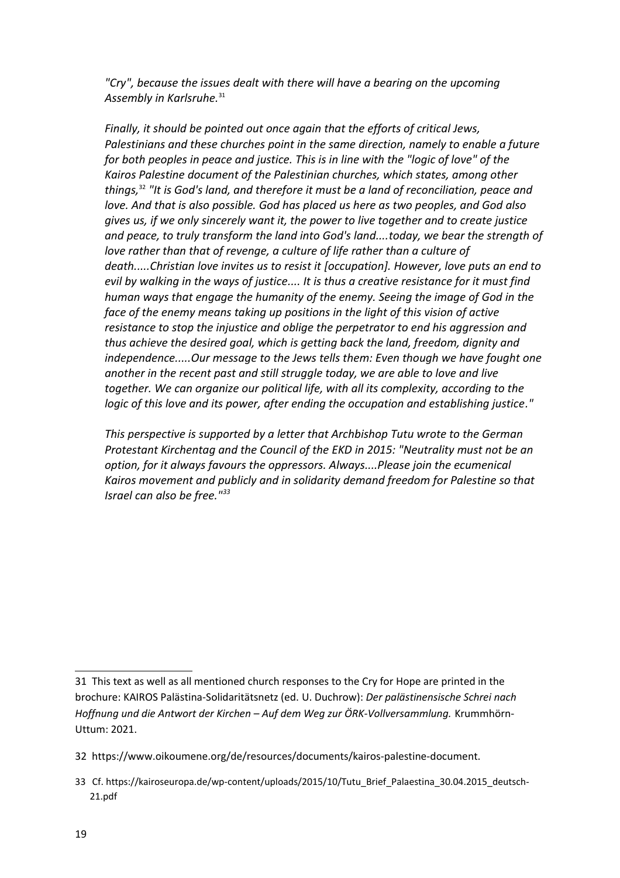*"Cry", because the issues dealt with there will have a bearing on the upcoming Assembly in Karlsruhe.*[31]

*Finally, it should be pointed out once again that the efforts of critical Jews, Palestinians and these churches point in the same direction, namely to enable a future for both peoples in peace and justice. This is in line with the "logic of love" of the Kairos Palestine document of the Palestinian churches, which states, among other things,*[32] *"It is God's land, and therefore it must be a land of reconciliation, peace and love. And that is also possible. God has placed us here as two peoples, and God also gives us, if we only sincerely want it, the power to live together and to create justice and peace, to truly transform the land into God's land....today, we bear the strength of love rather than that of revenge, a culture of life rather than a culture of death.....Christian love invites us to resist it [occupation]. However, love puts an end to evil by walking in the ways of justice.... It is thus a creative resistance for it must find human ways that engage the humanity of the enemy. Seeing the image of God in the face of the enemy means taking up positions in the light of this vision of active resistance to stop the injustice and oblige the perpetrator to end his aggression and thus achieve the desired goal, which is getting back the land, freedom, dignity and independence.....Our message to the Jews tells them: Even though we have fought one another in the recent past and still struggle today, we are able to love and live together. We can organize our political life, with all its complexity, according to the logic of this love and its power, after ending the occupation and establishing justice."*

*This perspective is supported by a letter that Archbishop Tutu wrote to the German Protestant Kirchentag and the Council of the EKD in 2015: "Neutrality must not be an option, for it always favours the oppressors. Always....Please join the ecumenical Kairos movement and publicly and in solidarity demand freedom for Palestine so that Israel can also be free."*[33]

---

31 This text as well as all mentioned church responses to the Cry for Hope are printed in the brochure: KAIROS Palästina-Solidaritätsnetz (ed. U. Duchrow): *Der palästinensische Schrei nach Hoffnung und die Antwort der Kirchen – Auf dem Weg zur ÖRK-Vollversammlung.* Krummhörn-Uttum: 2021.

32 https://www.oikoumene.org/de/resources/documents/kairos-palestine-document.

33 Cf. https://kairoseuropa.de/wp-content/uploads/2015/10/Tutu_Brief_Palaestina_30.04.2015_deutsch-21.pdf